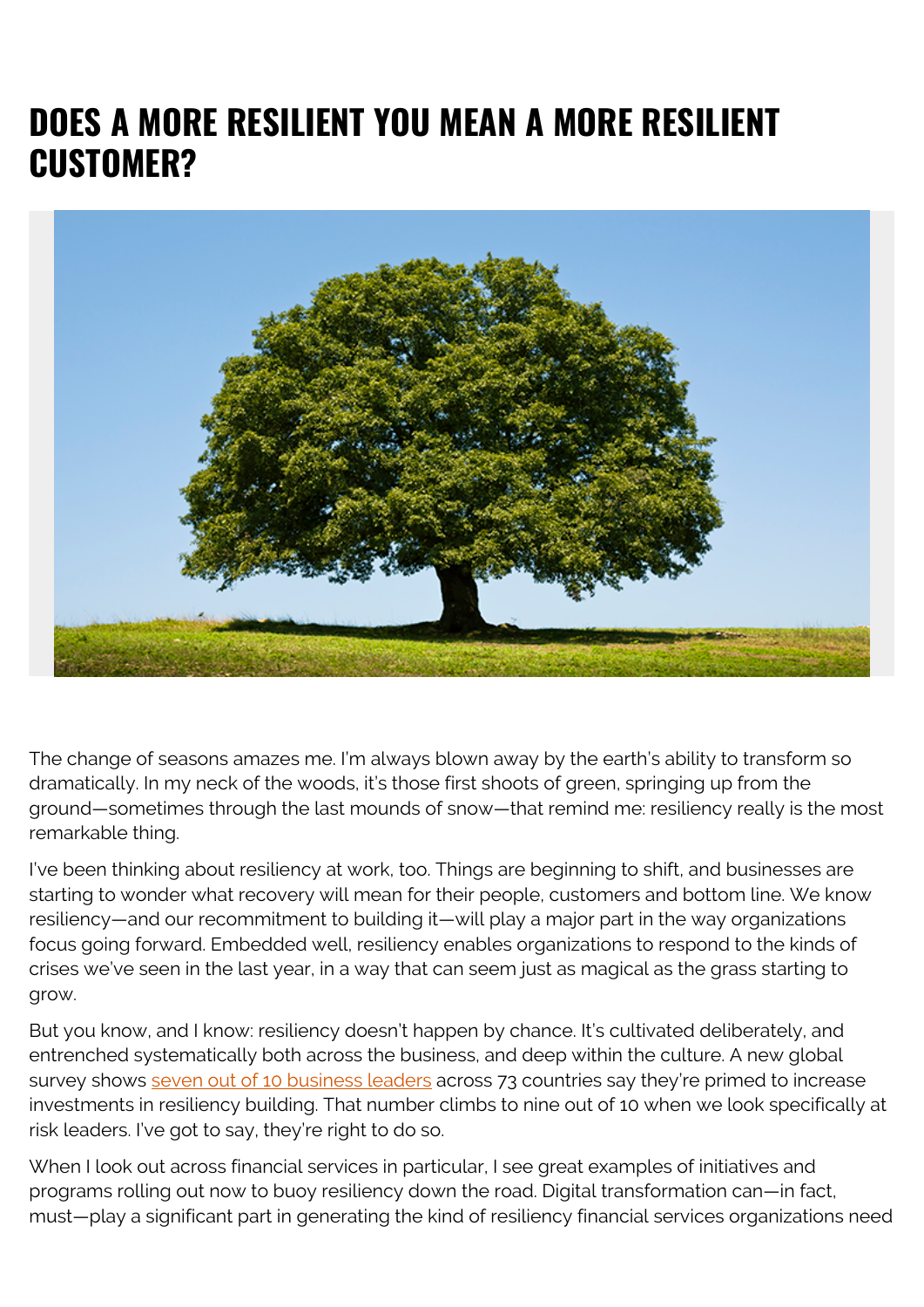# DOES A MORE RESILIENT YOU MEAN A MORE RESILIENT CUSTOMER?

The change of seasons amazes me. I'm always blown away by the earth's ability to transform so dramatically. In my neck of the woods, it's those first shoots of green, springing up from the ground—sometimes through the last mounds of snow—that remind me: resiliency really is the most remarkable thing.

I've been thinking about resiliency at work, too. Things are beginning to shift, and businesses are starting to wonder what recovery will mean for their people, customers and bottom line. We know resiliency—and our recommitment to building it—will play a major part in the way organizations focus going forward. Embedded well, resiliency enables organizations to respond to the kinds of crises we've seen in the last year, in a way that can seem just as magical as the grass starting to grow.

But you know, and I know: resiliency doesn't happen by chance. It's cultivated deliberately, and entrenched systematically both across the business, and deep within the culture. A new global survey shows seven out of 10 business leaders across 73 countries say they're primed to increase investments in resiliency building. That number climbs to nine out of 10 when we look specifically at risk leaders. I've got to say, they're right to do so.

When I look out across financial services in particular, I see great examples of initiatives and programs rolling out now to buoy resiliency down the road. Digital transformation can—in fact, must—play a significant part in generating the kind of resiliency financial services organizations need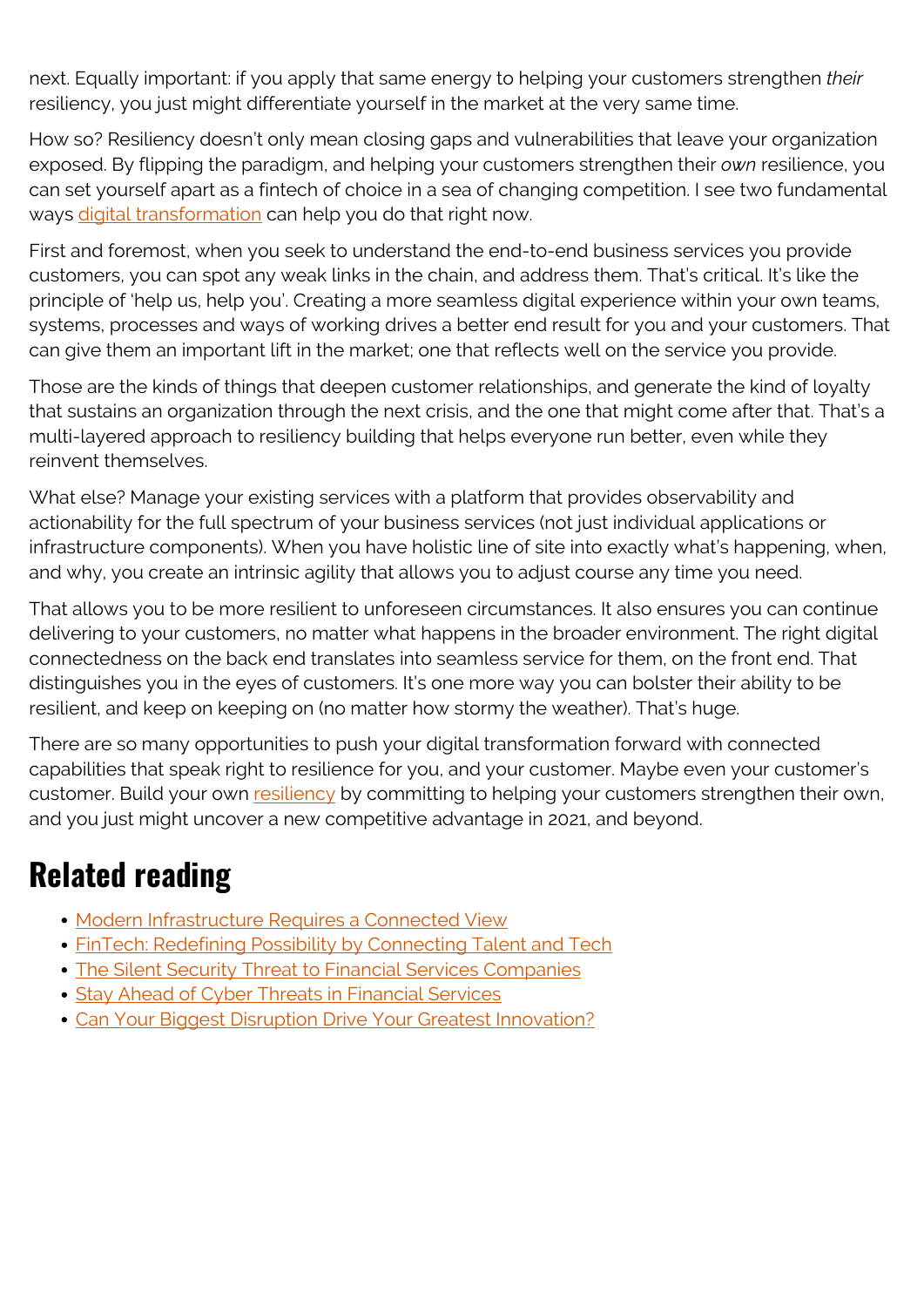next. Equally important: if you apply that same energy to helping your customers strengthen *their* resiliency, you just might differentiate yourself in the market at the very same time.

How so? Resiliency doesn't only mean closing gaps and vulnerabilities that leave your organization exposed. By flipping the paradigm, and helping your customers strengthen their *own* resilience, you can set yourself apart as a fintech of choice in a sea of changing competition. I see two fundamental ways [digital transformation]() can help you do that right now.

First and foremost, when you seek to understand the end-to-end business services you provide customers, you can spot any weak links in the chain, and address them. That's critical. It's like the principle of 'help us, help you'. Creating a more seamless digital experience within your own teams, systems, processes and ways of working drives a better end result for you and your customers. That can give them an important lift in the market; one that reflects well on the service you provide.

Those are the kinds of things that deepen customer relationships, and generate the kind of loyalty that sustains an organization through the next crisis, and the one that might come after that. That's a multi-layered approach to resiliency building that helps everyone run better, even while they reinvent themselves.

What else? Manage your existing services with a platform that provides observability and actionability for the full spectrum of your business services (not just individual applications or infrastructure components). When you have holistic line of site into exactly what's happening, when, and why, you create an intrinsic agility that allows you to adjust course any time you need.

That allows you to be more resilient to unforeseen circumstances. It also ensures you can continue delivering to your customers, no matter what happens in the broader environment. The right digital connectedness on the back end translates into seamless service for them, on the front end. That distinguishes you in the eyes of customers. It's one more way you can bolster their ability to be resilient, and keep on keeping on (no matter how stormy the weather). That's huge.

There are so many opportunities to push your digital transformation forward with connected capabilities that speak right to resilience for you, and your customer. Maybe even your customer's customer. Build your own [resiliency]() by committing to helping your customers strengthen their own, and you just might uncover a new competitive advantage in 2021, and beyond.

## Related reading

- [Modern Infrastructure Requires a Connected View]()
- [FinTech: Redefining Possibility by Connecting Talent and Tech]()
- [The Silent Security Threat to Financial Services Companies]()
- [Stay Ahead of Cyber Threats in Financial Services]()
- [Can Your Biggest Disruption Drive Your Greatest Innovation?]()